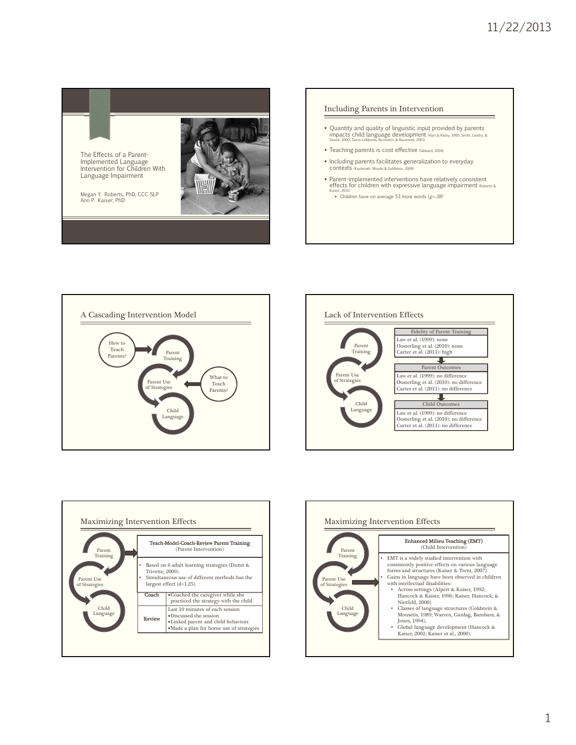## The Effects of a Parent-Implemented Language Intervention for Children With Language Impairment

Megan Y. Roberts, PhD, CCC-SLP
Ann P. Kaiser, PhD

## Including Parents in Intervention

- Quantity and quality of linguistic input provided by parents impacts child language development (Hart & Risley, 1995; Smith, Landry, & Swank, 2000; Tamis-LeMonda, Bornstein, & Baumwell, 2001)
- Teaching parents is cost effective (Gibbard, 2004)
- Including parents facilitates generalization to everyday contexts (Kashinath, Woods & Goldstein, 2006)
- Parent-implemented interventions have relatively consistent effects for children with expressive language impairment (Roberts & Kaiser, 2011)
  - Children have on average 53 more words (*g*=.38)

## A Cascading Intervention Model

How to Teach Parents? → Parent Training → Parent Use of Strategies ← What to Teach Parents?

Parent Use of Strategies → Child Language

## Lack of Intervention Effects

Parent Training → Parent Use of Strategies → Child Language

| Fidelity of Parent Training |
|---|
| Law et al. (1999): none |
| Oosterling et al. (2010): none |
| Carter et al. (2011): high |

| Parent Outcomes |
|---|
| Law et al. (1999): no difference |
| Oosterling et al. (2010): no difference |
| Carter et al. (2011): no difference |

| Child Outcomes |
|---|
| Law et al. (1999): no difference |
| Oosterling et al. (2010): no difference |
| Carter et al. (2011): no difference |

## Maximizing Intervention Effects

Parent Training → Parent Use of Strategies → Child Language

**Teach-Model-Coach-Review Parent Training**
(Parent Intervention)

- Based on 6 adult learning strategies (Dunst & Trivette, 2009).
- Simultaneous use of different methods has the largest effect (d=1.25).

| | |
|---|---|
| **Coach** | • Coached the caregiver while she practiced the strategy with the child |
| **Review** | Last 10 minutes of each session<br>• Discussed the session<br>• Linked parent and child behaviors<br>• Made a plan for home use of strategies |

## Maximizing Intervention Effects

Parent Training → Parent Use of Strategies → Child Language

**Enhanced Milieu Teaching (EMT)**
(Child Intervention)

- EMT is a widely studied intervention with consistently positive effects on various language forms and structures (Kaiser & Trent, 2007).
- Gains in language have been observed in children with intellectual disabilities:
  - Across settings (Alpert & Kaiser, 1992; Hancock & Kaiser, 1996; Kaiser, Hancock, & Nietfeld, 2000)
  - Classes of language structures (Goldstein & Mousetis, 1989; Warren, Gazdag, Bambara, & Jones, 1994),
  - Global language development (Hancock & Kaiser, 2002; Kaiser et al., 2000).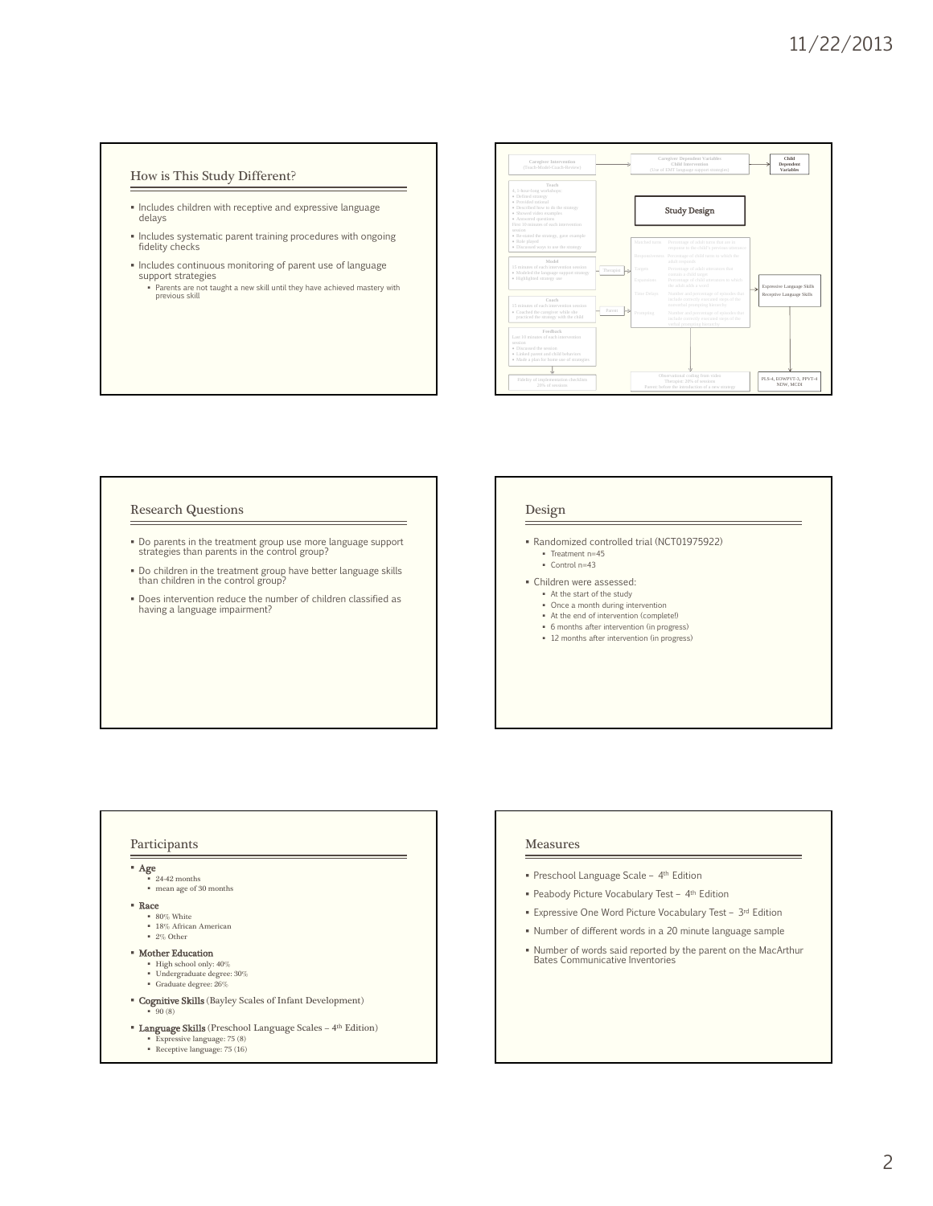## How is This Study Different?

- Includes children with receptive and expressive language delays
- Includes systematic parent training procedures with ongoing fidelity checks
- Includes continuous monitoring of parent use of language support strategies
  - Parents are not taught a new skill until they have achieved mastery with previous skill

## Study Design

**Caregiver Intervention** (Teach-Model-Coach-Review)

**Teach**
- 4, 1-hour-long workshops
- Defined strategy
- Provided rationale
- Described how to do the strategy
- Showed video examples
- Answered questions

First 10 minutes of each intervention session
- Re-stated the strategy, gave example
- Role played
- Discussed ways to use the strategy

**Model**
15 minutes of each intervention session
- Modeled the language support strategy
- Highlighted strategy use

**Coach**
15 minutes of each intervention session
- Coached the caregiver while she practiced the strategy with the child

**Feedback**
Last 10 minutes of each intervention session
- Discussed the session
- Linked parent and child behaviors
- Made a plan for home use of strategies

Fidelity of implementation checklists: 20% of sessions

Therapist → Parent

**Caregiver Dependent Variables / Child Intervention** (Use of EMT language support strategies)

| | |
|---|---|
| Matched turns | Percentage of adult turns that are in response to the child's previous utterance |
| Responsiveness | Percentage of child turns to which the adult responds |
| Targets | Percentage of adult utterances that contain a child target |
| Expansions | Percentage of child utterances to which the adult adds a word |
| Time Delays | Number and percentage of episodes that include correctly executed steps of the nonverbal prompting hierarchy |
| Prompting | Number and percentage of episodes that include correctly executed steps of the verbal prompting hierarchy |

Observational coding from video: Therapist: 20% of sessions; Parent: before the introduction of a new strategy

**Child Dependent Variables**
- Expressive Language Skills
- Receptive Language Skills

PLS-4, EOWPVT-3, PPVT-4, NDW, MCDI

## Research Questions

- Do parents in the treatment group use more language support strategies than parents in the control group?
- Do children in the treatment group have better language skills than children in the control group?
- Does intervention reduce the number of children classified as having a language impairment?

## Design

- Randomized controlled trial (NCT01975922)
  - Treatment n=45
  - Control n=43
- Children were assessed:
  - At the start of the study
  - Once a month during intervention
  - At the end of intervention (complete!)
  - 6 months after intervention (in progress)
  - 12 months after intervention (in progress)

## Participants

- **Age**
  - 24-42 months
  - mean age of 30 months
- **Race**
  - 80% White
  - 18% African American
  - 2% Other
- **Mother Education**
  - High school only: 40%
  - Undergraduate degree: 30%
  - Graduate degree: 26%
- **Cognitive Skills** (Bayley Scales of Infant Development)
  - 90 (8)
- **Language Skills** (Preschool Language Scales – 4th Edition)
  - Expressive language: 75 (8)
  - Receptive language: 75 (16)

## Measures

- Preschool Language Scale – 4th Edition
- Peabody Picture Vocabulary Test – 4th Edition
- Expressive One Word Picture Vocabulary Test – 3rd Edition
- Number of different words in a 20 minute language sample
- Number of words said reported by the parent on the MacArthur Bates Communicative Inventories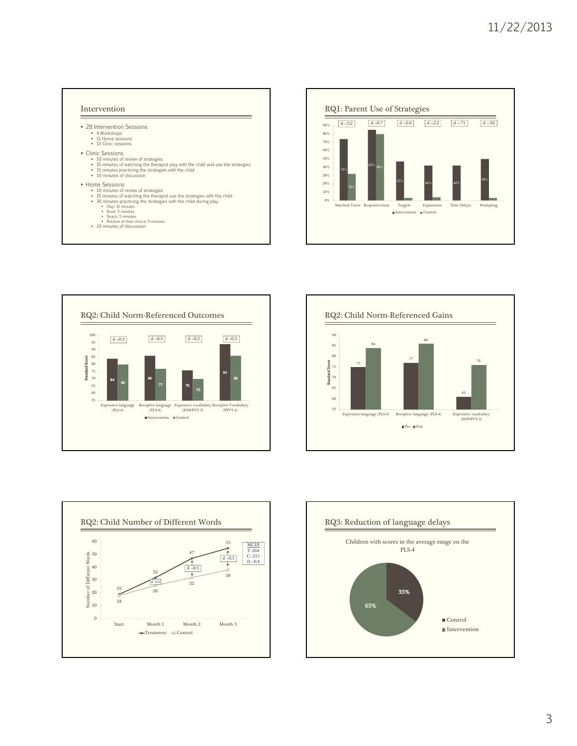## Intervention

- 28 Intervention Sessions
  - 4 Workshops
  - 11 Home sessions
  - 13 Clinic sessions
- Clinic Sessions
  - 10 minutes of review of strategies
  - 15 minutes of watching the therapist play with the child and use the strategies
  - 15 minutes practicing the strategies with the child
  - 10 minutes of discussion
- Home Sessions
  - 10 minutes of review of strategies
  - 15 minutes of watching the therapist use the strategies with the child
  - 30 minutes practicing the strategies with the child during play
    - Play: 15 minutes
    - Book: 5 minutes
    - Snack: 5 minutes
    - Routine of their choice: 5 minutes
  - 10 minutes of discussion

## RQ1: Parent Use of Strategies

| Strategy | Intervention | Control | Effect size |
|---|---|---|---|
| Matched Turns | 74% | 32% | d =3.2 |
| Responsiveness | 85% | 80% | d =0.7 |
| Targets | 47% | | d =2.0 |
| Expansions | 42% | | d =2.2 |
| Time Delays | 42% | | d =.71 |
| Prompting | 50% | | d =.92 |

## RQ2: Child Norm-Referenced Outcomes

| Measure | Intervention | Control | Effect size |
|---|---|---|---|
| Expressive language (PLS-4) | 84 | 80 | d =0.3 |
| Receptive language (PLS-4) | 86 | 77 | d =0.3 |
| Expressive vocabulary (EOWPVT-3) | 76 | 70 | d =0.3 |
| Receptive Vocabulary (PPVT-4) | 94 | 86 | d =0.3 |

## RQ2: Child Norm-Referenced Gains

| Measure | Pre | Post |
|---|---|---|
| Expressive language (PLS-4) | 75 | 84 |
| Receptive language (PLS-4) | 77 | 86 |
| Expressive vocabulary (EOWPVT-3) | 61 | 76 |

## RQ2: Child Number of Different Words

| | Start | Month 1 | Month 2 | Month 3 |
|---|---|---|---|---|
| Treatment | 19 | 32 | 47 | 55 |
| Control | 18 | 26 | 32 | 38 |
| Effect size | | d =0.2 | d =0.5 | d =0.5 |

MCDI
T: 264
C: 215
D =0.4

## RQ3: Reduction of language delays

Children with scores in the average range on the PLS-4

- Control: 35%
- Intervention: 65%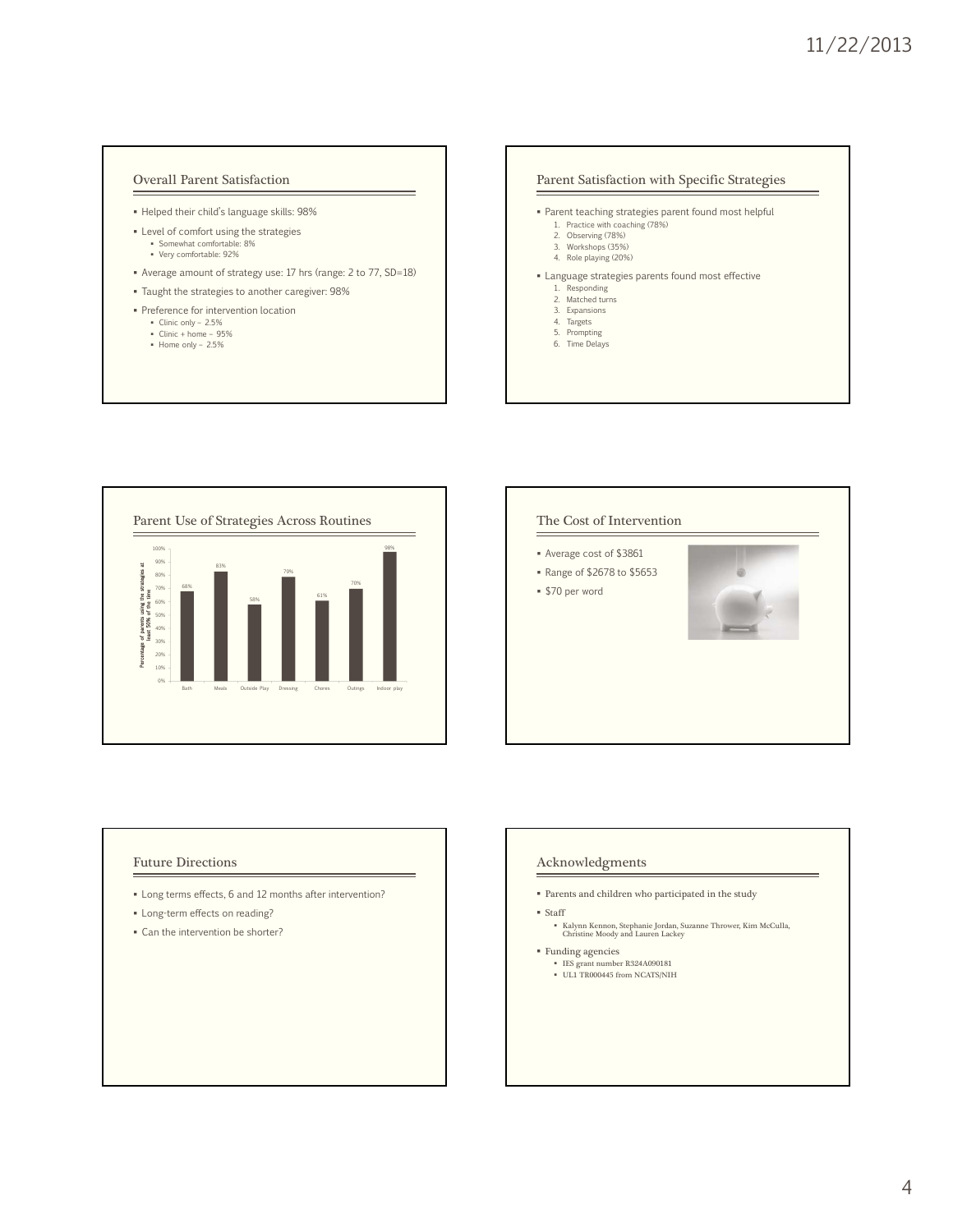## Overall Parent Satisfaction

- Helped their child's language skills: 98%
- Level of comfort using the strategies
  - Somewhat comfortable: 8%
  - Very comfortable: 92%
- Average amount of strategy use: 17 hrs (range: 2 to 77, SD=18)
- Taught the strategies to another caregiver: 98%
- Preference for intervention location
  - Clinic only – 2.5%
  - Clinic + home – 95%
  - Home only – 2.5%

## Parent Satisfaction with Specific Strategies

- Parent teaching strategies parent found most helpful
  1. Practice with coaching (78%)
  2. Observing (78%)
  3. Workshops (35%)
  4. Role playing (20%)
- Language strategies parents found most effective
  1. Responding
  2. Matched turns
  3. Expansions
  4. Targets
  5. Prompting
  6. Time Delays

## Parent Use of Strategies Across Routines

Percentage of parents using the strategies at least 50% of the time

100%
90%
80%
70%
60%
50%
40%
30%
20%
10%
0%

68%
83%
58%
79%
61%
70%
98%

Bath
Meals
Outside Play
Dressing
Chores
Outings
Indoor play

## The Cost of Intervention

- Average cost of $3861
- Range of $2678 to $5653
- $70 per word

## Future Directions

- Long terms effects, 6 and 12 months after intervention?
- Long-term effects on reading?
- Can the intervention be shorter?

## Acknowledgments

- Parents and children who participated in the study
- Staff
  - Kalynn Kennon, Stephanie Jordan, Suzanne Thrower, Kim McCulla, Christine Moody and Lauren Lackey
- Funding agencies
  - IES grant number R324A090181
  - UL1 TR000445 from NCATS/NIH